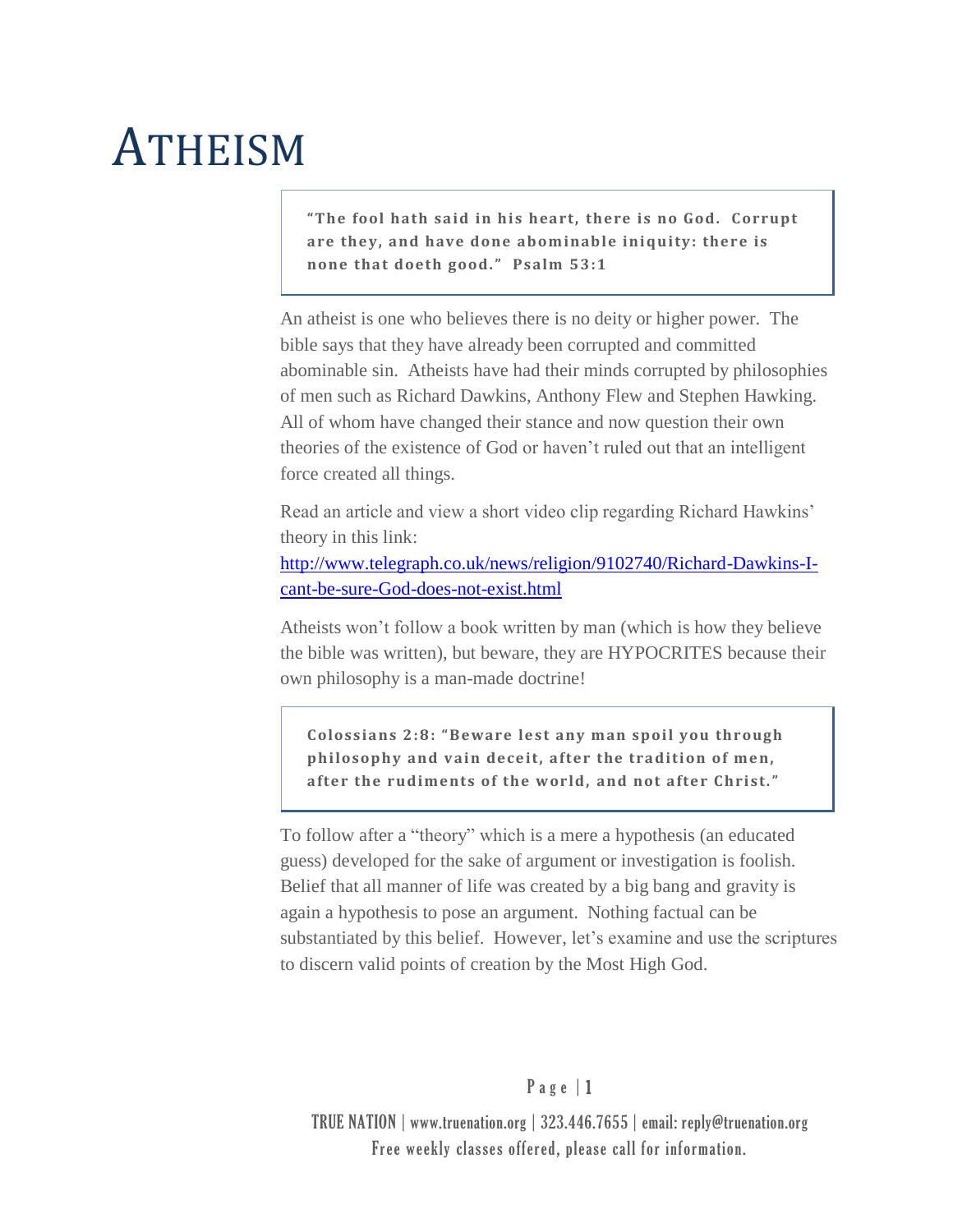# ATHEISM

> **"The fool hath said in his heart, there is no God. Corrupt are they, and have done abominable iniquity: there is none that doeth good." Psalm 53:1**

An atheist is one who believes there is no deity or higher power. The bible says that they have already been corrupted and committed abominable sin. Atheists have had their minds corrupted by philosophies of men such as Richard Dawkins, Anthony Flew and Stephen Hawking. All of whom have changed their stance and now question their own theories of the existence of God or haven't ruled out that an intelligent force created all things.

Read an article and view a short video clip regarding Richard Hawkins' theory in this link: [http://www.telegraph.co.uk/news/religion/9102740/Richard-Dawkins-I-cant-be-sure-God-does-not-exist.html](http://www.telegraph.co.uk/news/religion/9102740/Richard-Dawkins-I-cant-be-sure-God-does-not-exist.html)

Atheists won't follow a book written by man (which is how they believe the bible was written), but beware, they are HYPOCRITES because their own philosophy is a man-made doctrine!

> **Colossians 2:8: "Beware lest any man spoil you through philosophy and vain deceit, after the tradition of men, after the rudiments of the world, and not after Christ."**

To follow after a "theory" which is a mere a hypothesis (an educated guess) developed for the sake of argument or investigation is foolish. Belief that all manner of life was created by a big bang and gravity is again a hypothesis to pose an argument. Nothing factual can be substantiated by this belief. However, let's examine and use the scriptures to discern valid points of creation by the Most High God.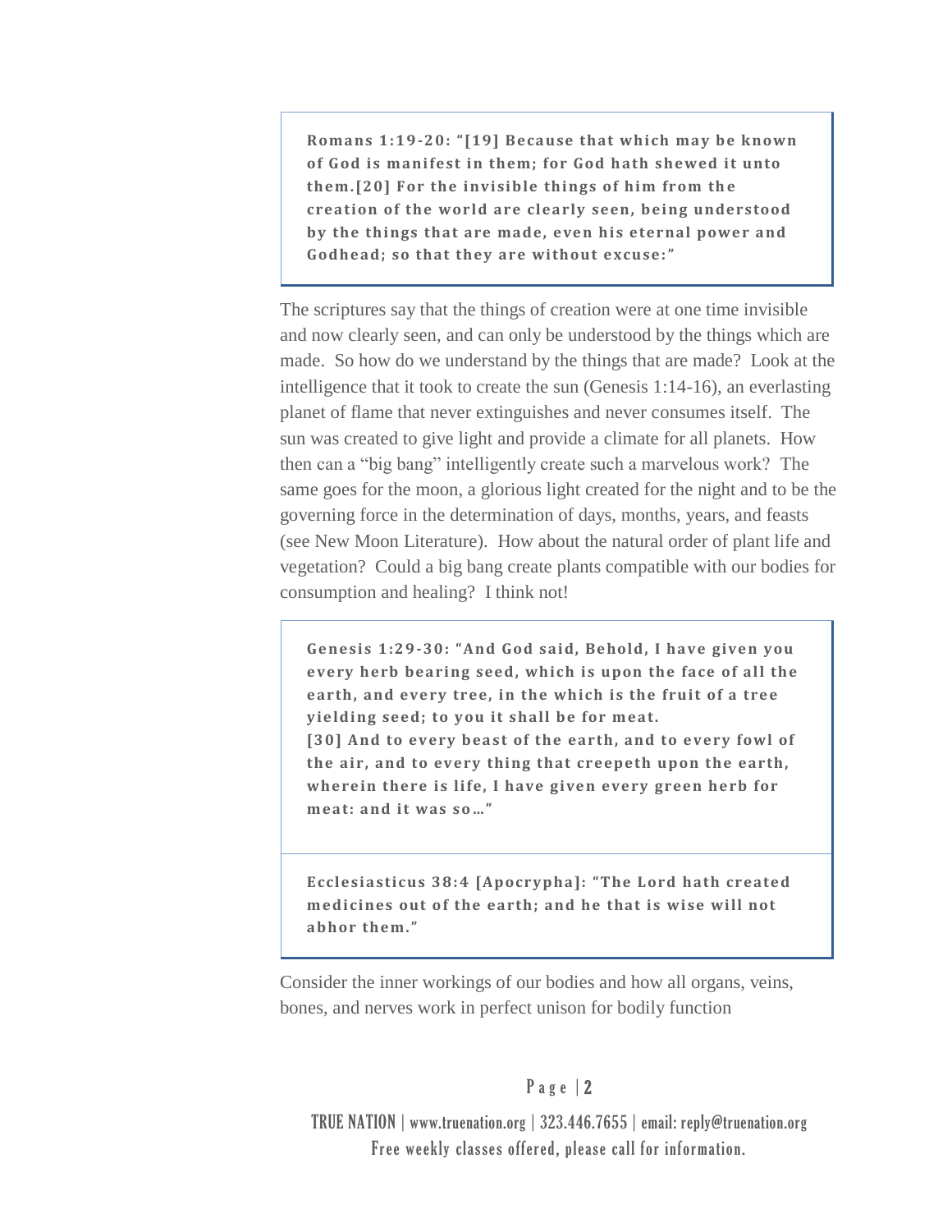> **Romans 1:19-20: "[19] Because that which may be known of God is manifest in them; for God hath shewed it unto them.[20] For the invisible things of him from the creation of the world are clearly seen, being understood by the things that are made, even his eternal power and Godhead; so that they are without excuse:"**

The scriptures say that the things of creation were at one time invisible and now clearly seen, and can only be understood by the things which are made. So how do we understand by the things that are made? Look at the intelligence that it took to create the sun (Genesis 1:14-16), an everlasting planet of flame that never extinguishes and never consumes itself. The sun was created to give light and provide a climate for all planets. How then can a "big bang" intelligently create such a marvelous work? The same goes for the moon, a glorious light created for the night and to be the governing force in the determination of days, months, years, and feasts (see New Moon Literature). How about the natural order of plant life and vegetation? Could a big bang create plants compatible with our bodies for consumption and healing? I think not!

> **Genesis 1:29-30: "And God said, Behold, I have given you every herb bearing seed, which is upon the face of all the earth, and every tree, in the which is the fruit of a tree yielding seed; to you it shall be for meat.**
> **[30] And to every beast of the earth, and to every fowl of the air, and to every thing that creepeth upon the earth, wherein there is life, I have given every green herb for meat: and it was so…"**

> **Ecclesiasticus 38:4 [Apocrypha]: "The Lord hath created medicines out of the earth; and he that is wise will not abhor them."**

Consider the inner workings of our bodies and how all organs, veins, bones, and nerves work in perfect unison for bodily function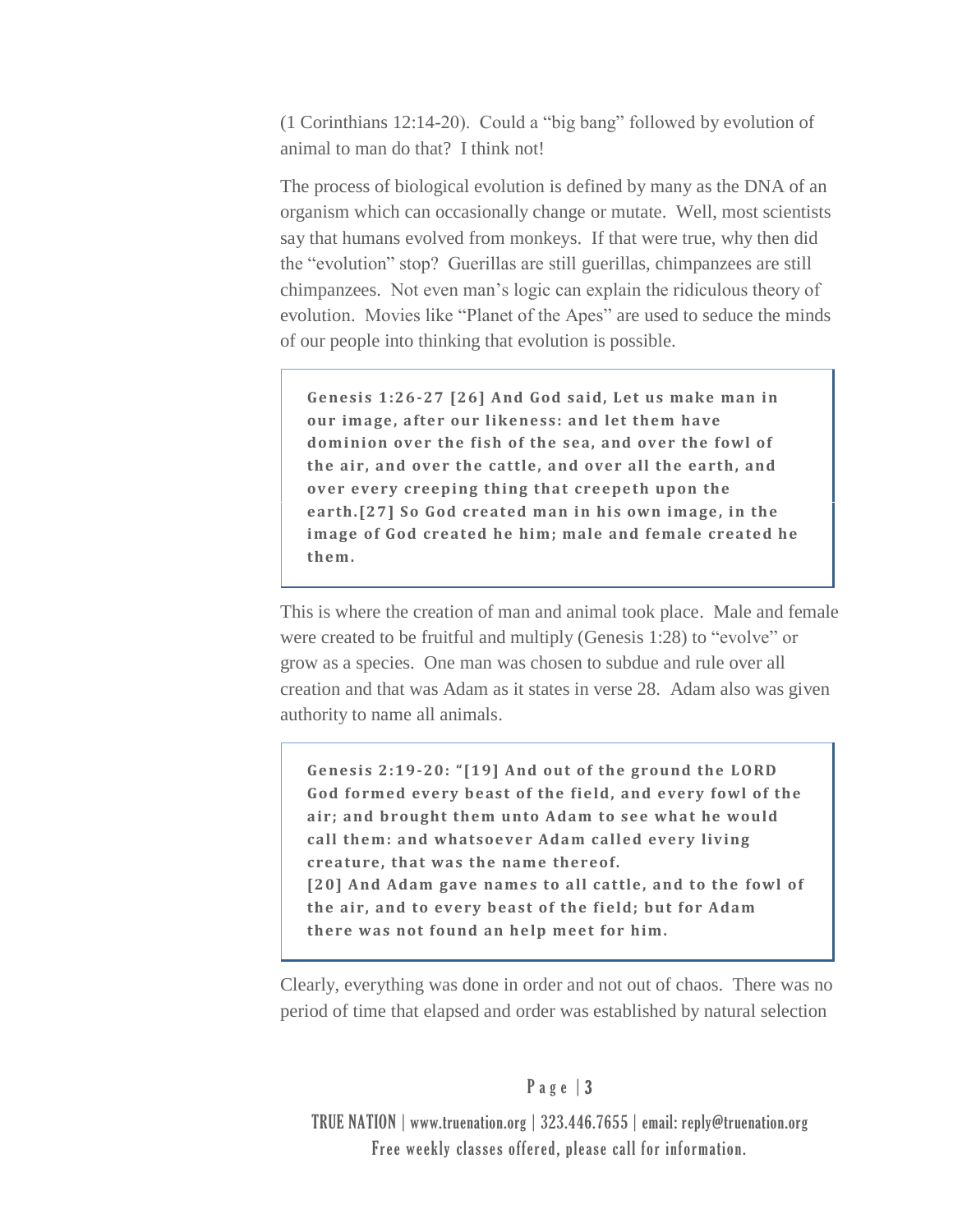(1 Corinthians 12:14-20). Could a "big bang" followed by evolution of animal to man do that? I think not!

The process of biological evolution is defined by many as the DNA of an organism which can occasionally change or mutate. Well, most scientists say that humans evolved from monkeys. If that were true, why then did the "evolution" stop? Guerillas are still guerillas, chimpanzees are still chimpanzees. Not even man's logic can explain the ridiculous theory of evolution. Movies like "Planet of the Apes" are used to seduce the minds of our people into thinking that evolution is possible.

> **Genesis 1:26-27 [26] And God said, Let us make man in our image, after our likeness: and let them have dominion over the fish of the sea, and over the fowl of the air, and over the cattle, and over all the earth, and over every creeping thing that creepeth upon the earth.[27] So God created man in his own image, in the image of God created he him; male and female created he them.**

This is where the creation of man and animal took place. Male and female were created to be fruitful and multiply (Genesis 1:28) to "evolve" or grow as a species. One man was chosen to subdue and rule over all creation and that was Adam as it states in verse 28. Adam also was given authority to name all animals.

> **Genesis 2:19-20: "[19] And out of the ground the LORD God formed every beast of the field, and every fowl of the air; and brought them unto Adam to see what he would call them: and whatsoever Adam called every living creature, that was the name thereof.**
> **[20] And Adam gave names to all cattle, and to the fowl of the air, and to every beast of the field; but for Adam there was not found an help meet for him.**

Clearly, everything was done in order and not out of chaos. There was no period of time that elapsed and order was established by natural selection

TRUE NATION | www.truenation.org | 323.446.7655 | email: reply@truenation.org
Free weekly classes offered, please call for information.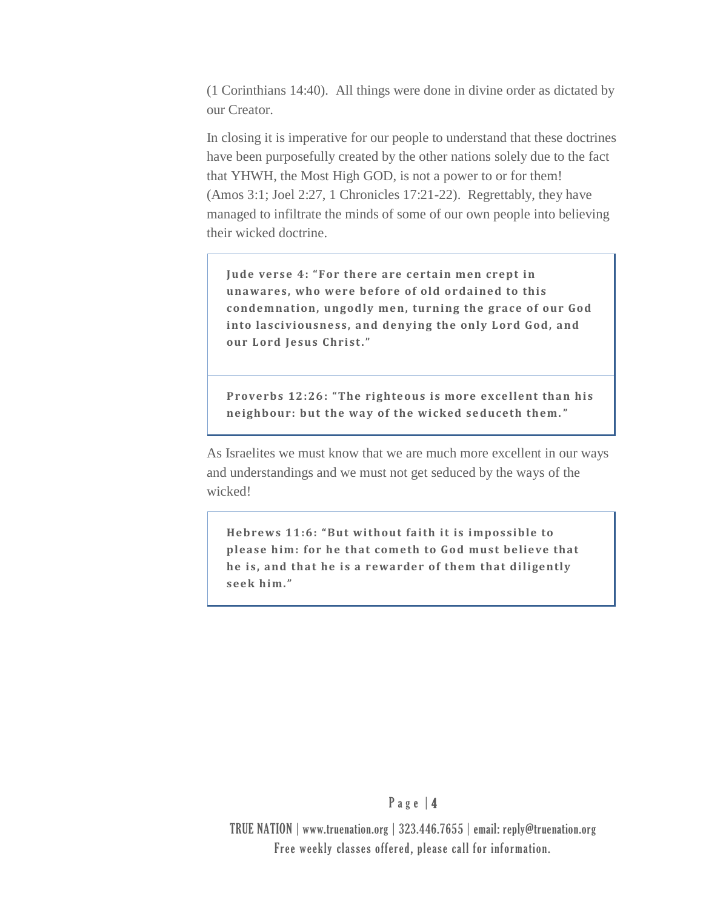(1 Corinthians 14:40). All things were done in divine order as dictated by our Creator.

In closing it is imperative for our people to understand that these doctrines have been purposefully created by the other nations solely due to the fact that YHWH, the Most High GOD, is not a power to or for them! (Amos 3:1; Joel 2:27, 1 Chronicles 17:21-22). Regrettably, they have managed to infiltrate the minds of some of our own people into believing their wicked doctrine.

> **Jude verse 4: "For there are certain men crept in unawares, who were before of old ordained to this condemnation, ungodly men, turning the grace of our God into lasciviousness, and denying the only Lord God, and our Lord Jesus Christ."**

> **Proverbs 12:26: "The righteous is more excellent than his neighbour: but the way of the wicked seduceth them."**

As Israelites we must know that we are much more excellent in our ways and understandings and we must not get seduced by the ways of the wicked!

> **Hebrews 11:6: "But without faith it is impossible to please him: for he that cometh to God must believe that he is, and that he is a rewarder of them that diligently seek him."**